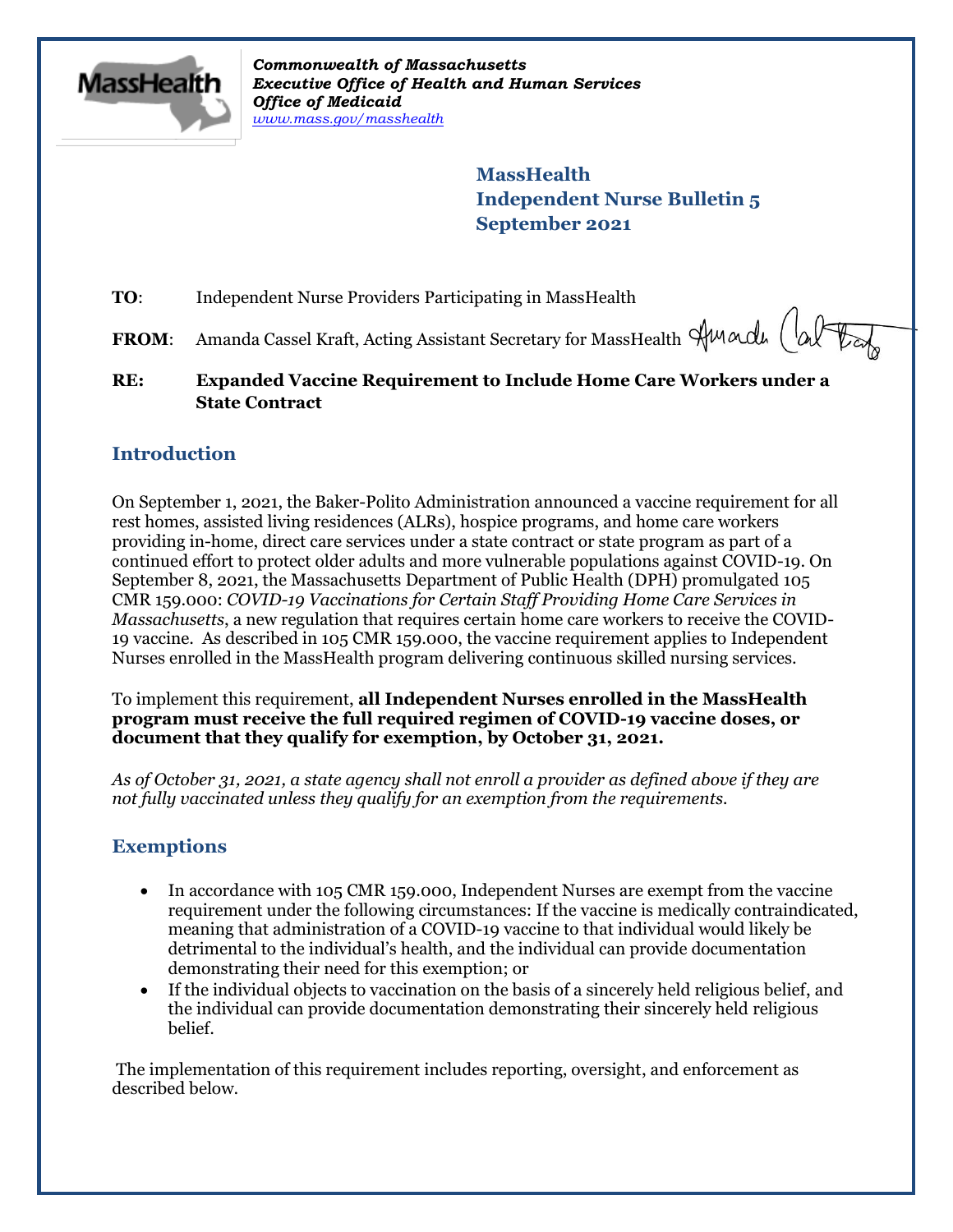*Commonwealth of Massachusetts*
***Executive Office of Health and Human Services***
***Office of Medicaid***
*www.mass.gov/masshealth*

**MassHealth**
**Independent Nurse Bulletin 5**
**September 2021**

**TO**: Independent Nurse Providers Participating in MassHealth

**FROM**: Amanda Cassel Kraft, Acting Assistant Secretary for MassHealth

**RE: Expanded Vaccine Requirement to Include Home Care Workers under a State Contract**

## Introduction

On September 1, 2021, the Baker-Polito Administration announced a vaccine requirement for all rest homes, assisted living residences (ALRs), hospice programs, and home care workers providing in-home, direct care services under a state contract or state program as part of a continued effort to protect older adults and more vulnerable populations against COVID-19. On September 8, 2021, the Massachusetts Department of Public Health (DPH) promulgated 105 CMR 159.000: *COVID-19 Vaccinations for Certain Staff Providing Home Care Services in Massachusetts*, a new regulation that requires certain home care workers to receive the COVID-19 vaccine. As described in 105 CMR 159.000, the vaccine requirement applies to Independent Nurses enrolled in the MassHealth program delivering continuous skilled nursing services.

To implement this requirement, **all Independent Nurses enrolled in the MassHealth program must receive the full required regimen of COVID-19 vaccine doses, or document that they qualify for exemption, by October 31, 2021.**

*As of October 31, 2021, a state agency shall not enroll a provider as defined above if they are not fully vaccinated unless they qualify for an exemption from the requirements.*

## Exemptions

- In accordance with 105 CMR 159.000, Independent Nurses are exempt from the vaccine requirement under the following circumstances: If the vaccine is medically contraindicated, meaning that administration of a COVID-19 vaccine to that individual would likely be detrimental to the individual's health, and the individual can provide documentation demonstrating their need for this exemption; or
- If the individual objects to vaccination on the basis of a sincerely held religious belief, and the individual can provide documentation demonstrating their sincerely held religious belief.

The implementation of this requirement includes reporting, oversight, and enforcement as described below.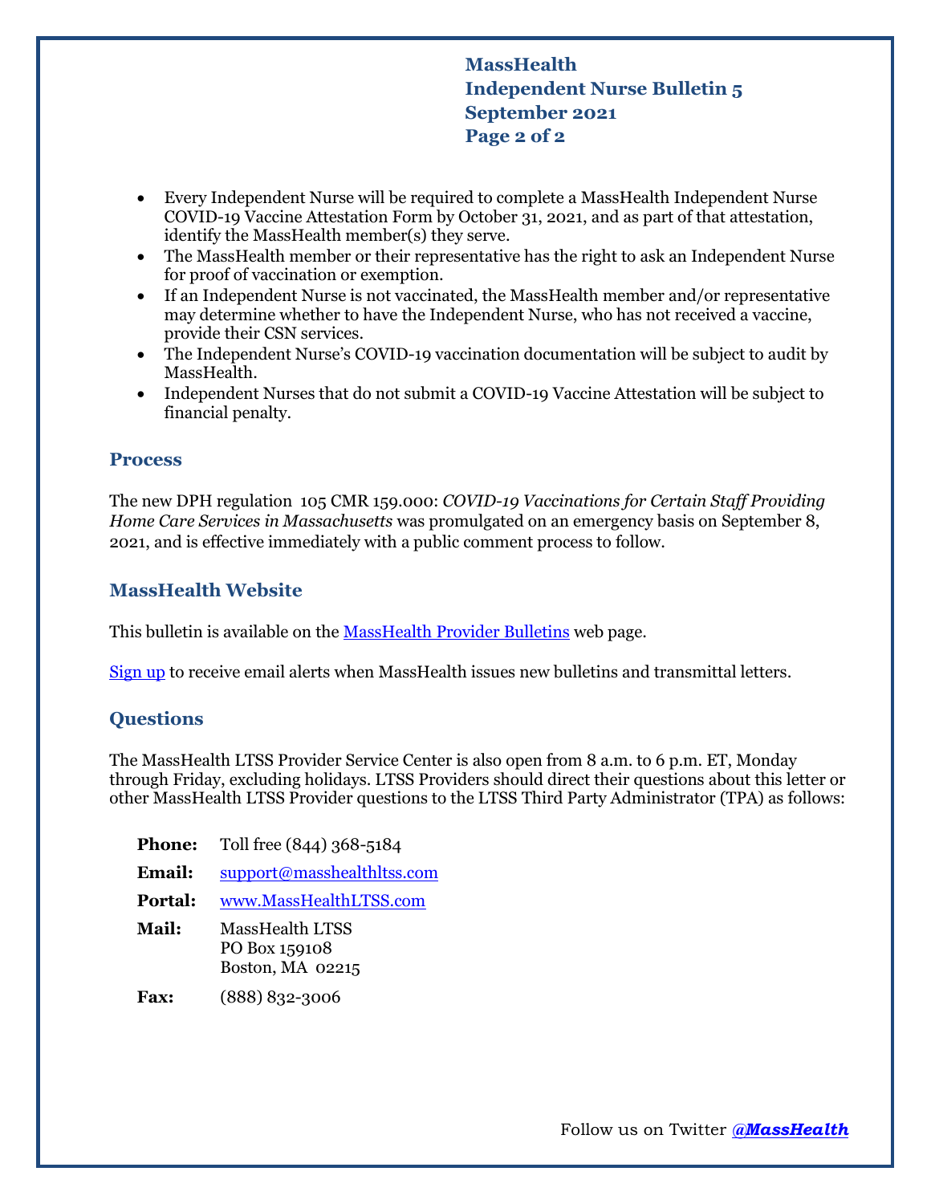- Every Independent Nurse will be required to complete a MassHealth Independent Nurse COVID-19 Vaccine Attestation Form by October 31, 2021, and as part of that attestation, identify the MassHealth member(s) they serve.
- The MassHealth member or their representative has the right to ask an Independent Nurse for proof of vaccination or exemption.
- If an Independent Nurse is not vaccinated, the MassHealth member and/or representative may determine whether to have the Independent Nurse, who has not received a vaccine, provide their CSN services.
- The Independent Nurse's COVID-19 vaccination documentation will be subject to audit by MassHealth.
- Independent Nurses that do not submit a COVID-19 Vaccine Attestation will be subject to financial penalty.

## Process

The new DPH regulation 105 CMR 159.000: *COVID-19 Vaccinations for Certain Staff Providing Home Care Services in Massachusetts* was promulgated on an emergency basis on September 8, 2021, and is effective immediately with a public comment process to follow.

## MassHealth Website

This bulletin is available on the MassHealth Provider Bulletins web page.

Sign up to receive email alerts when MassHealth issues new bulletins and transmittal letters.

## Questions

The MassHealth LTSS Provider Service Center is also open from 8 a.m. to 6 p.m. ET, Monday through Friday, excluding holidays. LTSS Providers should direct their questions about this letter or other MassHealth LTSS Provider questions to the LTSS Third Party Administrator (TPA) as follows:

**Phone:** Toll free (844) 368-5184

**Email:** support@masshealthltss.com

**Portal:** www.MassHealthLTSS.com

**Mail:** MassHealth LTSS
PO Box 159108
Boston, MA 02215

**Fax:** (888) 832-3006

Follow us on Twitter ***@MassHealth***